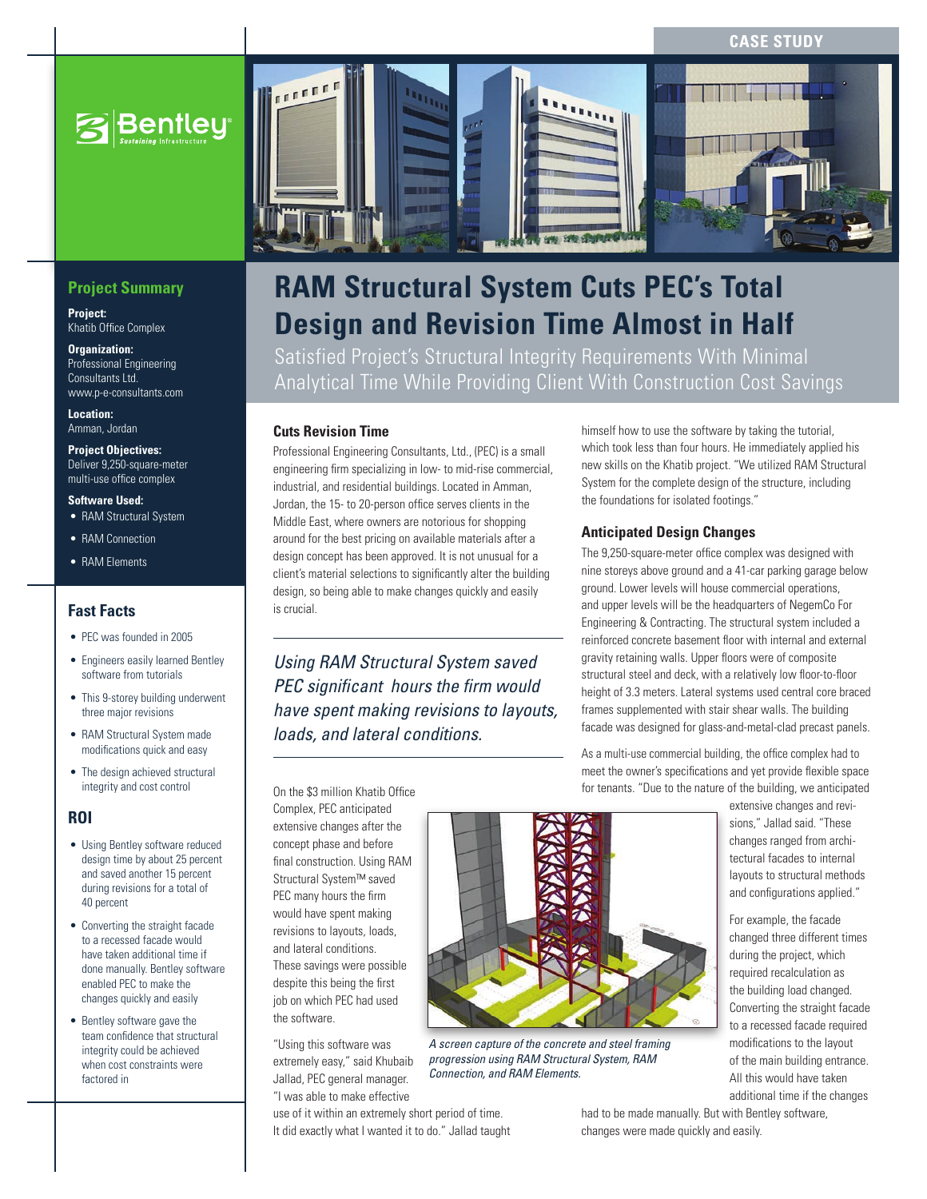CASE STUDY

# RAM Structural System Cuts PEC's Total Design and Revision Time Almost in Half

Satisfied Project's Structural Integrity Requirements With Minimal Analytical Time While Providing Client With Construction Cost Savings

## Project Summary

**Project:**
Khatib Office Complex

**Organization:**
Professional Engineering Consultants Ltd.
www.p-e-consultants.com

**Location:**
Amman, Jordan

**Project Objectives:**
Deliver 9,250-square-meter multi-use office complex

**Software Used:**
- RAM Structural System
- RAM Connection
- RAM Elements

## Fast Facts

- PEC was founded in 2005
- Engineers easily learned Bentley software from tutorials
- This 9-storey building underwent three major revisions
- RAM Structural System made modifications quick and easy
- The design achieved structural integrity and cost control

## ROI

- Using Bentley software reduced design time by about 25 percent and saved another 15 percent during revisions for a total of 40 percent
- Converting the straight facade to a recessed facade would have taken additional time if done manually. Bentley software enabled PEC to make the changes quickly and easily
- Bentley software gave the team confidence that structural integrity could be achieved when cost constraints were factored in

### Cuts Revision Time

Professional Engineering Consultants, Ltd., (PEC) is a small engineering firm specializing in low- to mid-rise commercial, industrial, and residential buildings. Located in Amman, Jordan, the 15- to 20-person office serves clients in the Middle East, where owners are notorious for shopping around for the best pricing on available materials after a design concept has been approved. It is not unusual for a client's material selections to significantly alter the building design, so being able to make changes quickly and easily is crucial.

*Using RAM Structural System saved PEC significant hours the firm would have spent making revisions to layouts, loads, and lateral conditions.*

On the $3 million Khatib Office Complex, PEC anticipated extensive changes after the concept phase and before final construction. Using RAM Structural System™ saved PEC many hours the firm would have spent making revisions to layouts, loads, and lateral conditions. These savings were possible despite this being the first job on which PEC had used the software.

"Using this software was extremely easy," said Khubaib Jallad, PEC general manager. "I was able to make effective use of it within an extremely short period of time. It did exactly what I wanted it to do." Jallad taught himself how to use the software by taking the tutorial, which took less than four hours. He immediately applied his new skills on the Khatib project. "We utilized RAM Structural System for the complete design of the structure, including the foundations for isolated footings."

*A screen capture of the concrete and steel framing progression using RAM Structural System, RAM Connection, and RAM Elements.*

### Anticipated Design Changes

The 9,250-square-meter office complex was designed with nine storeys above ground and a 41-car parking garage below ground. Lower levels will house commercial operations, and upper levels will be the headquarters of NegemCo For Engineering & Contracting. The structural system included a reinforced concrete basement floor with internal and external gravity retaining walls. Upper floors were of composite structural steel and deck, with a relatively low floor-to-floor height of 3.3 meters. Lateral systems used central core braced frames supplemented with stair shear walls. The building facade was designed for glass-and-metal-clad precast panels.

As a multi-use commercial building, the office complex had to meet the owner's specifications and yet provide flexible space for tenants. "Due to the nature of the building, we anticipated extensive changes and revisions," Jallad said. "These changes ranged from architectural facades to internal layouts to structural methods and configurations applied."

For example, the facade changed three different times during the project, which required recalculation as the building load changed. Converting the straight facade to a recessed facade required modifications to the layout of the main building entrance. All this would have taken additional time if the changes had to be made manually. But with Bentley software, changes were made quickly and easily.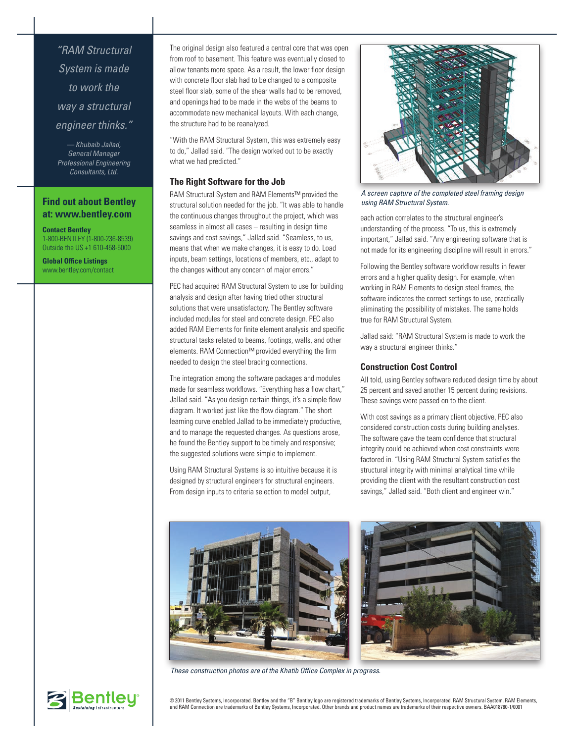*"RAM Structural System is made to work the way a structural engineer thinks."*

*— Khubaib Jallad, General Manager Professional Engineering Consultants, Ltd.*

**Find out about Bentley at: www.bentley.com**

**Contact Bentley**
1-800-BENTLEY (1-800-236-8539)
Outside the US +1 610-458-5000

**Global Office Listings**
www.bentley.com/contact

The original design also featured a central core that was open from roof to basement. This feature was eventually closed to allow tenants more space. As a result, the lower floor design with concrete floor slab had to be changed to a composite steel floor slab, some of the shear walls had to be removed, and openings had to be made in the webs of the beams to accommodate new mechanical layouts. With each change, the structure had to be reanalyzed.

"With the RAM Structural System, this was extremely easy to do," Jallad said. "The design worked out to be exactly what we had predicted."

### The Right Software for the Job

RAM Structural System and RAM Elements™ provided the structural solution needed for the job. "It was able to handle the continuous changes throughout the project, which was seamless in almost all cases – resulting in design time savings and cost savings," Jallad said. "Seamless, to us, means that when we make changes, it is easy to do. Load inputs, beam settings, locations of members, etc., adapt to the changes without any concern of major errors."

PEC had acquired RAM Structural System to use for building analysis and design after having tried other structural solutions that were unsatisfactory. The Bentley software included modules for steel and concrete design. PEC also added RAM Elements for finite element analysis and specific structural tasks related to beams, footings, walls, and other elements. RAM Connection™ provided everything the firm needed to design the steel bracing connections.

The integration among the software packages and modules made for seamless workflows. "Everything has a flow chart," Jallad said. "As you design certain things, it's a simple flow diagram. It worked just like the flow diagram." The short learning curve enabled Jallad to be immediately productive, and to manage the requested changes. As questions arose, he found the Bentley support to be timely and responsive; the suggested solutions were simple to implement.

Using RAM Structural Systems is so intuitive because it is designed by structural engineers for structural engineers. From design inputs to criteria selection to model output, each action correlates to the structural engineer's understanding of the process. "To us, this is extremely important," Jallad said. "Any engineering software that is not made for its engineering discipline will result in errors."

*A screen capture of the completed steel framing design using RAM Structural System.*

Following the Bentley software workflow results in fewer errors and a higher quality design. For example, when working in RAM Elements to design steel frames, the software indicates the correct settings to use, practically eliminating the possibility of mistakes. The same holds true for RAM Structural System.

Jallad said: "RAM Structural System is made to work the way a structural engineer thinks."

### Construction Cost Control

All told, using Bentley software reduced design time by about 25 percent and saved another 15 percent during revisions. These savings were passed on to the client.

With cost savings as a primary client objective, PEC also considered construction costs during building analyses. The software gave the team confidence that structural integrity could be achieved when cost constraints were factored in. "Using RAM Structural System satisfies the structural integrity with minimal analytical time while providing the client with the resultant construction cost savings," Jallad said. "Both client and engineer win."

*These construction photos are of the Khatib Office Complex in progress.*

© 2011 Bentley Systems, Incorporated. Bentley and the "B" Bentley logo are registered trademarks of Bentley Systems, Incorporated. RAM Structural System, RAM Elements, and RAM Connection are trademarks of Bentley Systems, Incorporated. Other brands and product names are trademarks of their respective owners. BAA018760-1/0001